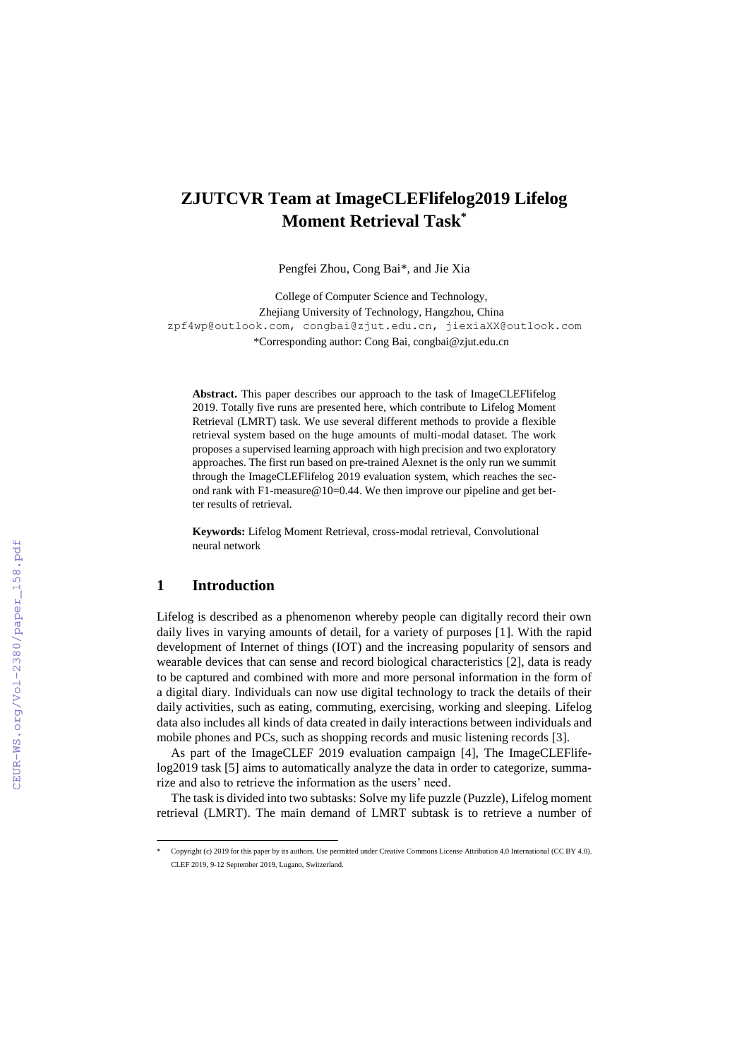# ZJUTCVR Team at ImageCLEFlifelog2019 Lifelog Moment Retrieval Task*

Pengfei Zhou, Cong Bai*, and Jie Xia

College of Computer Science and Technology,
Zhejiang University of Technology, Hangzhou, China
zpf4wp@outlook.com, congbai@zjut.edu.cn, jiexiaXX@outlook.com
*Corresponding author: Cong Bai, congbai@zjut.edu.cn

**Abstract.** This paper describes our approach to the task of ImageCLEFlifelog 2019. Totally five runs are presented here, which contribute to Lifelog Moment Retrieval (LMRT) task. We use several different methods to provide a flexible retrieval system based on the huge amounts of multi-modal dataset. The work proposes a supervised learning approach with high precision and two exploratory approaches. The first run based on pre-trained Alexnet is the only run we summit through the ImageCLEFlifelog 2019 evaluation system, which reaches the second rank with F1-measure@10=0.44. We then improve our pipeline and get better results of retrieval.

**Keywords:** Lifelog Moment Retrieval, cross-modal retrieval, Convolutional neural network

## 1 Introduction

Lifelog is described as a phenomenon whereby people can digitally record their own daily lives in varying amounts of detail, for a variety of purposes [1]. With the rapid development of Internet of things (IOT) and the increasing popularity of sensors and wearable devices that can sense and record biological characteristics [2], data is ready to be captured and combined with more and more personal information in the form of a digital diary. Individuals can now use digital technology to track the details of their daily activities, such as eating, commuting, exercising, working and sleeping. Lifelog data also includes all kinds of data created in daily interactions between individuals and mobile phones and PCs, such as shopping records and music listening records [3].

As part of the ImageCLEF 2019 evaluation campaign [4], The ImageCLEFlifelog2019 task [5] aims to automatically analyze the data in order to categorize, summarize and also to retrieve the information as the users' need.

The task is divided into two subtasks: Solve my life puzzle (Puzzle), Lifelog moment retrieval (LMRT). The main demand of LMRT subtask is to retrieve a number of

---

* Copyright (c) 2019 for this paper by its authors. Use permitted under Creative Commons License Attribution 4.0 International (CC BY 4.0). CLEF 2019, 9-12 September 2019, Lugano, Switzerland.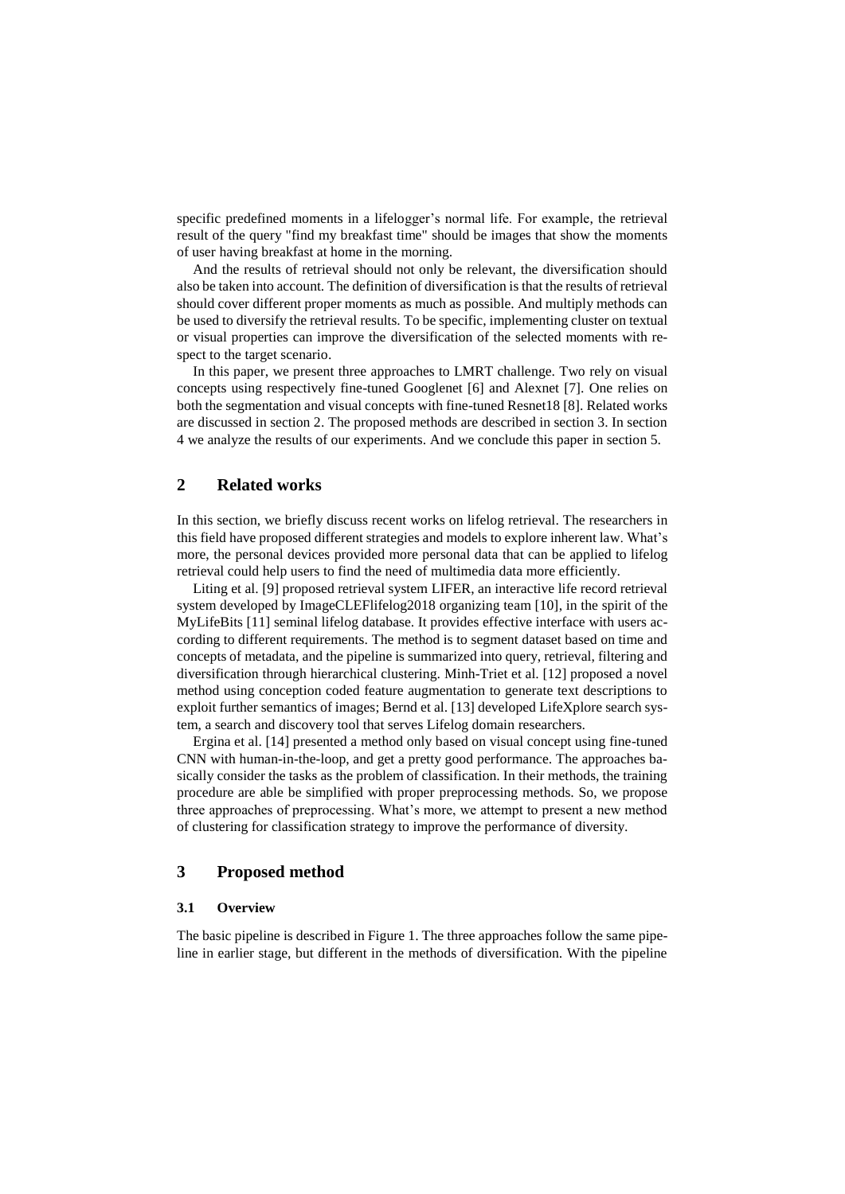specific predefined moments in a lifelogger's normal life. For example, the retrieval result of the query "find my breakfast time" should be images that show the moments of user having breakfast at home in the morning.

And the results of retrieval should not only be relevant, the diversification should also be taken into account. The definition of diversification is that the results of retrieval should cover different proper moments as much as possible. And multiply methods can be used to diversify the retrieval results. To be specific, implementing cluster on textual or visual properties can improve the diversification of the selected moments with respect to the target scenario.

In this paper, we present three approaches to LMRT challenge. Two rely on visual concepts using respectively fine-tuned Googlenet [6] and Alexnet [7]. One relies on both the segmentation and visual concepts with fine-tuned Resnet18 [8]. Related works are discussed in section 2. The proposed methods are described in section 3. In section 4 we analyze the results of our experiments. And we conclude this paper in section 5.

## 2 Related works

In this section, we briefly discuss recent works on lifelog retrieval. The researchers in this field have proposed different strategies and models to explore inherent law. What's more, the personal devices provided more personal data that can be applied to lifelog retrieval could help users to find the need of multimedia data more efficiently.

Liting et al. [9] proposed retrieval system LIFER, an interactive life record retrieval system developed by ImageCLEFlifelog2018 organizing team [10], in the spirit of the MyLifeBits [11] seminal lifelog database. It provides effective interface with users according to different requirements. The method is to segment dataset based on time and concepts of metadata, and the pipeline is summarized into query, retrieval, filtering and diversification through hierarchical clustering. Minh-Triet et al. [12] proposed a novel method using conception coded feature augmentation to generate text descriptions to exploit further semantics of images; Bernd et al. [13] developed LifeXplore search system, a search and discovery tool that serves Lifelog domain researchers.

Ergina et al. [14] presented a method only based on visual concept using fine-tuned CNN with human-in-the-loop, and get a pretty good performance. The approaches basically consider the tasks as the problem of classification. In their methods, the training procedure are able be simplified with proper preprocessing methods. So, we propose three approaches of preprocessing. What's more, we attempt to present a new method of clustering for classification strategy to improve the performance of diversity.

## 3 Proposed method

### 3.1 Overview

The basic pipeline is described in Figure 1. The three approaches follow the same pipeline in earlier stage, but different in the methods of diversification. With the pipeline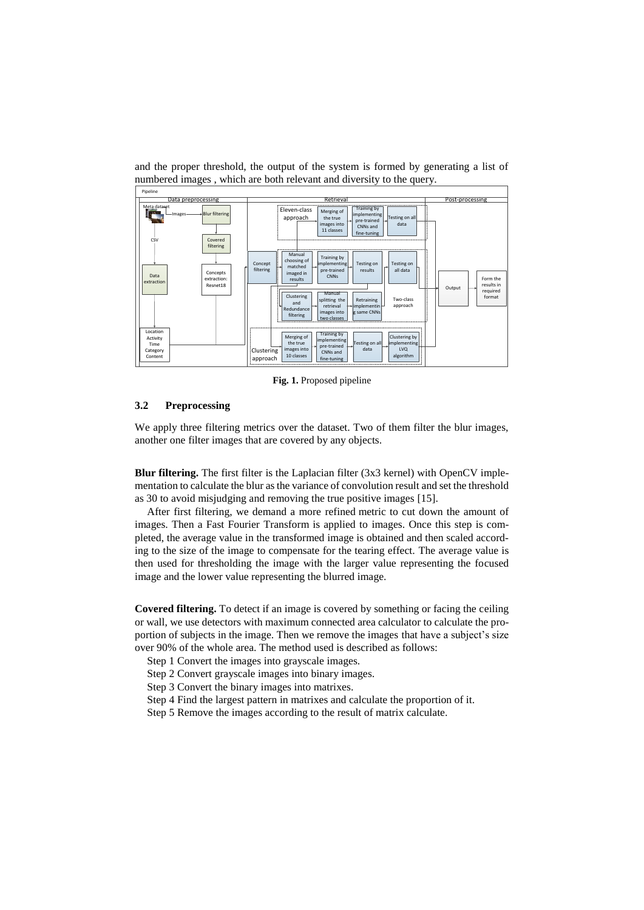and the proper threshold, the output of the system is formed by generating a list of numbered images , which are both relevant and diversity to the query.

**Fig. 1.** Proposed pipeline

### 3.2 Preprocessing

We apply three filtering metrics over the dataset. Two of them filter the blur images, another one filter images that are covered by any objects.

**Blur filtering.** The first filter is the Laplacian filter (3x3 kernel) with OpenCV implementation to calculate the blur as the variance of convolution result and set the threshold as 30 to avoid misjudging and removing the true positive images [15].

After first filtering, we demand a more refined metric to cut down the amount of images. Then a Fast Fourier Transform is applied to images. Once this step is completed, the average value in the transformed image is obtained and then scaled according to the size of the image to compensate for the tearing effect. The average value is then used for thresholding the image with the larger value representing the focused image and the lower value representing the blurred image.

**Covered filtering.** To detect if an image is covered by something or facing the ceiling or wall, we use detectors with maximum connected area calculator to calculate the proportion of subjects in the image. Then we remove the images that have a subject's size over 90% of the whole area. The method used is described as follows:

Step 1 Convert the images into grayscale images.

Step 2 Convert grayscale images into binary images.

Step 3 Convert the binary images into matrixes.

Step 4 Find the largest pattern in matrixes and calculate the proportion of it.

Step 5 Remove the images according to the result of matrix calculate.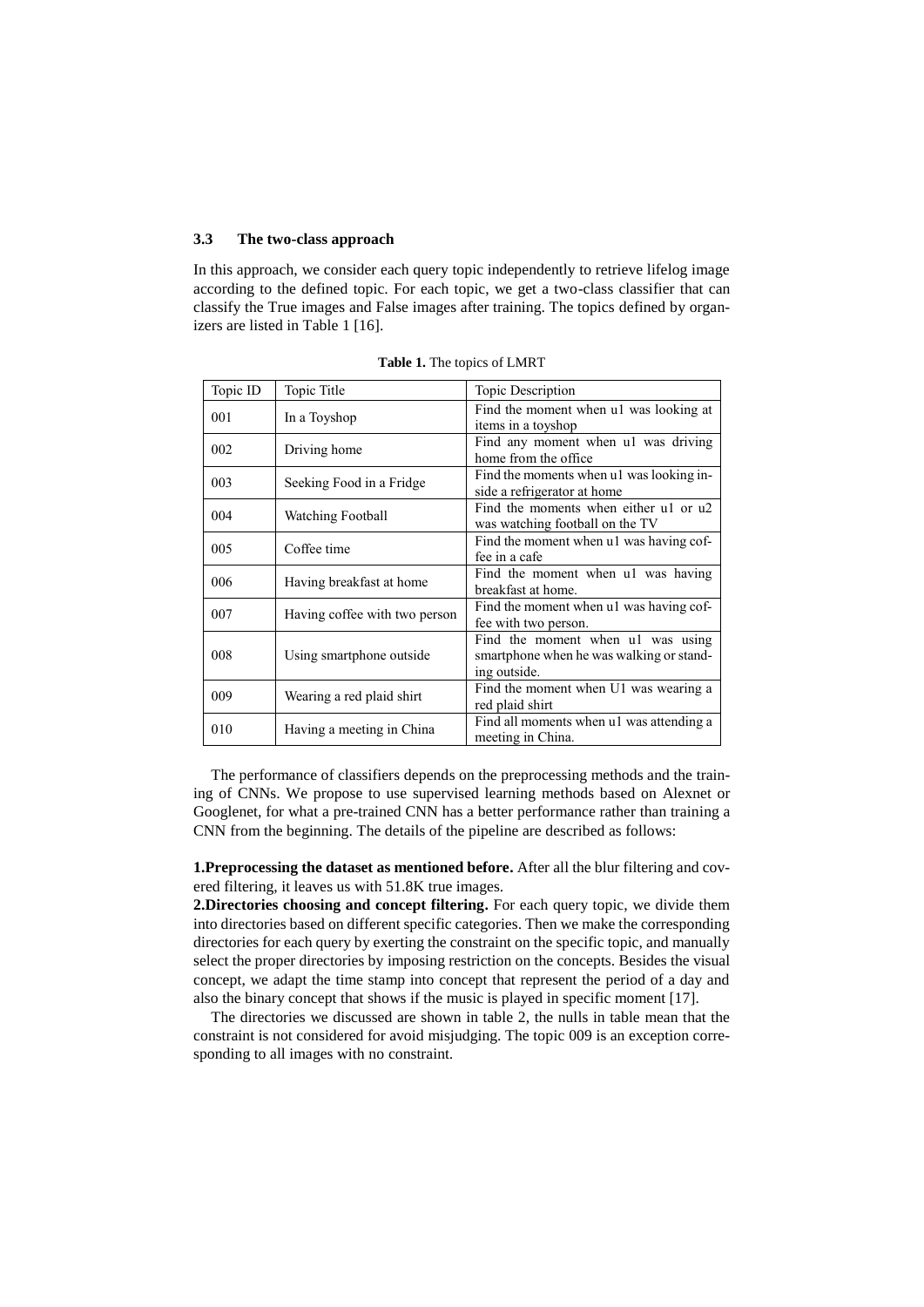### 3.3 The two-class approach

In this approach, we consider each query topic independently to retrieve lifelog image according to the defined topic. For each topic, we get a two-class classifier that can classify the True images and False images after training. The topics defined by organizers are listed in Table 1 [16].

**Table 1.** The topics of LMRT

| Topic ID | Topic Title | Topic Description |
|---|---|---|
| 001 | In a Toyshop | Find the moment when u1 was looking at items in a toyshop |
| 002 | Driving home | Find any moment when u1 was driving home from the office |
| 003 | Seeking Food in a Fridge | Find the moments when u1 was looking inside a refrigerator at home |
| 004 | Watching Football | Find the moments when either u1 or u2 was watching football on the TV |
| 005 | Coffee time | Find the moment when u1 was having coffee in a cafe |
| 006 | Having breakfast at home | Find the moment when u1 was having breakfast at home. |
| 007 | Having coffee with two person | Find the moment when u1 was having coffee with two person. |
| 008 | Using smartphone outside | Find the moment when u1 was using smartphone when he was walking or standing outside. |
| 009 | Wearing a red plaid shirt | Find the moment when U1 was wearing a red plaid shirt |
| 010 | Having a meeting in China | Find all moments when u1 was attending a meeting in China. |

The performance of classifiers depends on the preprocessing methods and the training of CNNs. We propose to use supervised learning methods based on Alexnet or Googlenet, for what a pre-trained CNN has a better performance rather than training a CNN from the beginning. The details of the pipeline are described as follows:

**1.Preprocessing the dataset as mentioned before.** After all the blur filtering and covered filtering, it leaves us with 51.8K true images.

**2.Directories choosing and concept filtering.** For each query topic, we divide them into directories based on different specific categories. Then we make the corresponding directories for each query by exerting the constraint on the specific topic, and manually select the proper directories by imposing restriction on the concepts. Besides the visual concept, we adapt the time stamp into concept that represent the period of a day and also the binary concept that shows if the music is played in specific moment [17].

The directories we discussed are shown in table 2, the nulls in table mean that the constraint is not considered for avoid misjudging. The topic 009 is an exception corresponding to all images with no constraint.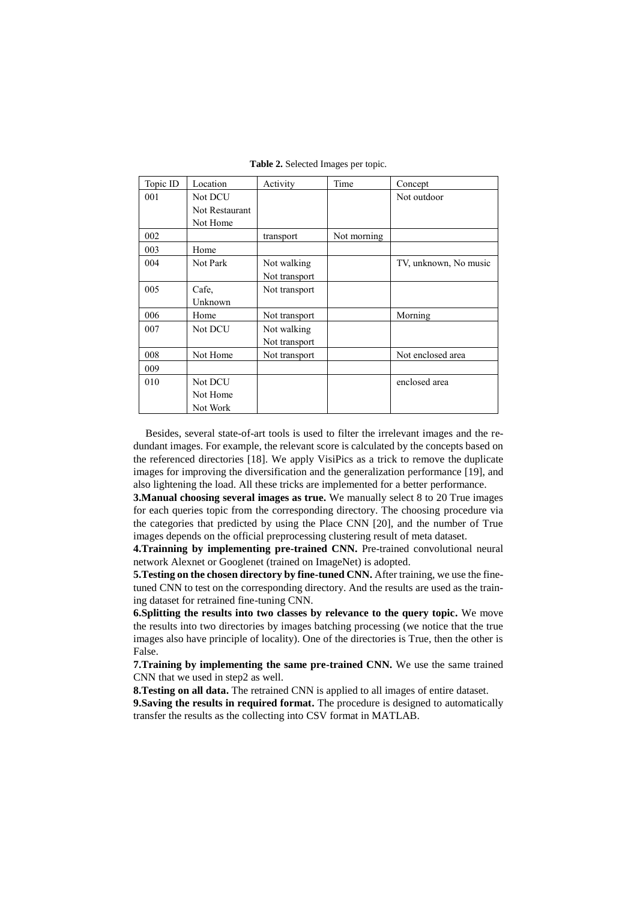**Table 2.** Selected Images per topic.

| Topic ID | Location | Activity | Time | Concept |
| --- | --- | --- | --- | --- |
| 001 | Not DCU<br>Not Restaurant<br>Not Home | | | Not outdoor |
| 002 | | transport | Not morning | |
| 003 | Home | | | |
| 004 | Not Park | Not walking<br>Not transport | | TV, unknown, No music |
| 005 | Cafe,<br>Unknown | Not transport | | |
| 006 | Home | Not transport | | Morning |
| 007 | Not DCU | Not walking<br>Not transport | | |
| 008 | Not Home | Not transport | | Not enclosed area |
| 009 | | | | |
| 010 | Not DCU<br>Not Home<br>Not Work | | | enclosed area |

Besides, several state-of-art tools is used to filter the irrelevant images and the redundant images. For example, the relevant score is calculated by the concepts based on the referenced directories [18]. We apply VisiPics as a trick to remove the duplicate images for improving the diversification and the generalization performance [19], and also lightening the load. All these tricks are implemented for a better performance.

**3.Manual choosing several images as true.** We manually select 8 to 20 True images for each queries topic from the corresponding directory. The choosing procedure via the categories that predicted by using the Place CNN [20], and the number of True images depends on the official preprocessing clustering result of meta dataset.

**4.Trainning by implementing pre-trained CNN.** Pre-trained convolutional neural network Alexnet or Googlenet (trained on ImageNet) is adopted.

**5.Testing on the chosen directory by fine-tuned CNN.** After training, we use the fine-tuned CNN to test on the corresponding directory. And the results are used as the training dataset for retrained fine-tuning CNN.

**6.Splitting the results into two classes by relevance to the query topic.** We move the results into two directories by images batching processing (we notice that the true images also have principle of locality). One of the directories is True, then the other is False.

**7.Training by implementing the same pre-trained CNN.** We use the same trained CNN that we used in step2 as well.

**8.Testing on all data.** The retrained CNN is applied to all images of entire dataset.

**9.Saving the results in required format.** The procedure is designed to automatically transfer the results as the collecting into CSV format in MATLAB.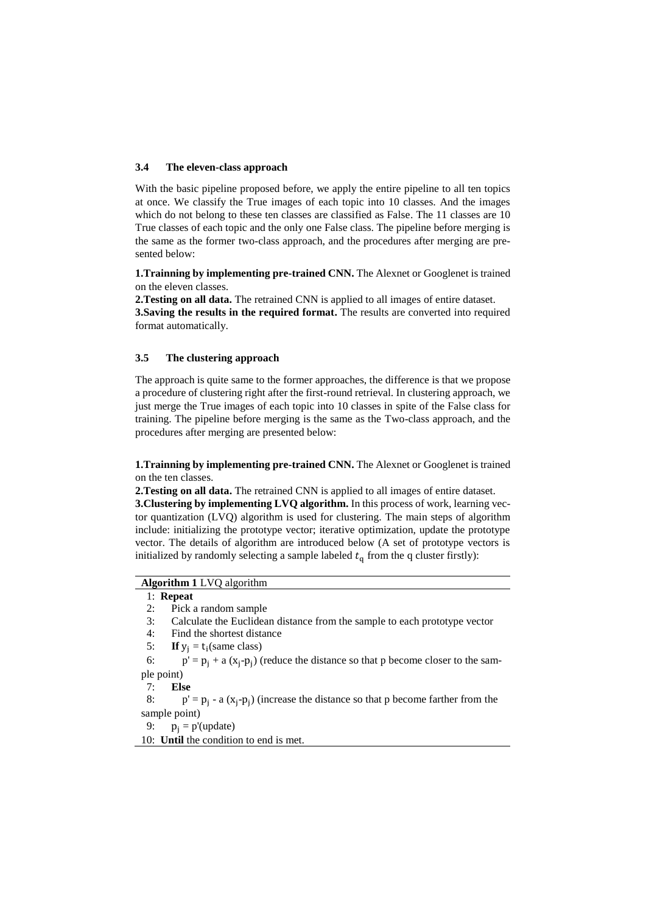### 3.4 The eleven-class approach

With the basic pipeline proposed before, we apply the entire pipeline to all ten topics at once. We classify the True images of each topic into 10 classes. And the images which do not belong to these ten classes are classified as False. The 11 classes are 10 True classes of each topic and the only one False class. The pipeline before merging is the same as the former two-class approach, and the procedures after merging are presented below:

**1.Trainning by implementing pre-trained CNN.** The Alexnet or Googlenet is trained on the eleven classes.
**2.Testing on all data.** The retrained CNN is applied to all images of entire dataset.
**3.Saving the results in the required format.** The results are converted into required format automatically.

### 3.5 The clustering approach

The approach is quite same to the former approaches, the difference is that we propose a procedure of clustering right after the first-round retrieval. In clustering approach, we just merge the True images of each topic into 10 classes in spite of the False class for training. The pipeline before merging is the same as the Two-class approach, and the procedures after merging are presented below:

**1.Trainning by implementing pre-trained CNN.** The Alexnet or Googlenet is trained on the ten classes.
**2.Testing on all data.** The retrained CNN is applied to all images of entire dataset.
**3.Clustering by implementing LVQ algorithm.** In this process of work, learning vector quantization (LVQ) algorithm is used for clustering. The main steps of algorithm include: initializing the prototype vector; iterative optimization, update the prototype vector. The details of algorithm are introduced below (A set of prototype vectors is initialized by randomly selecting a sample labeled $t_q$ from the q cluster firstly):

**Algorithm 1** LVQ algorithm

1: **Repeat**
2: Pick a random sample
3: Calculate the Euclidean distance from the sample to each prototype vector
4: Find the shortest distance
5: **If** $y_j = t_i$(same class)
6: $p' = p_j + a\,(x_j - p_j)$ (reduce the distance so that p become closer to the sample point)
7: **Else**
8: $p' = p_j - a\,(x_j - p_j)$ (increase the distance so that p become farther from the sample point)
9: $p_j = p'$(update)
10: **Until** the condition to end is met.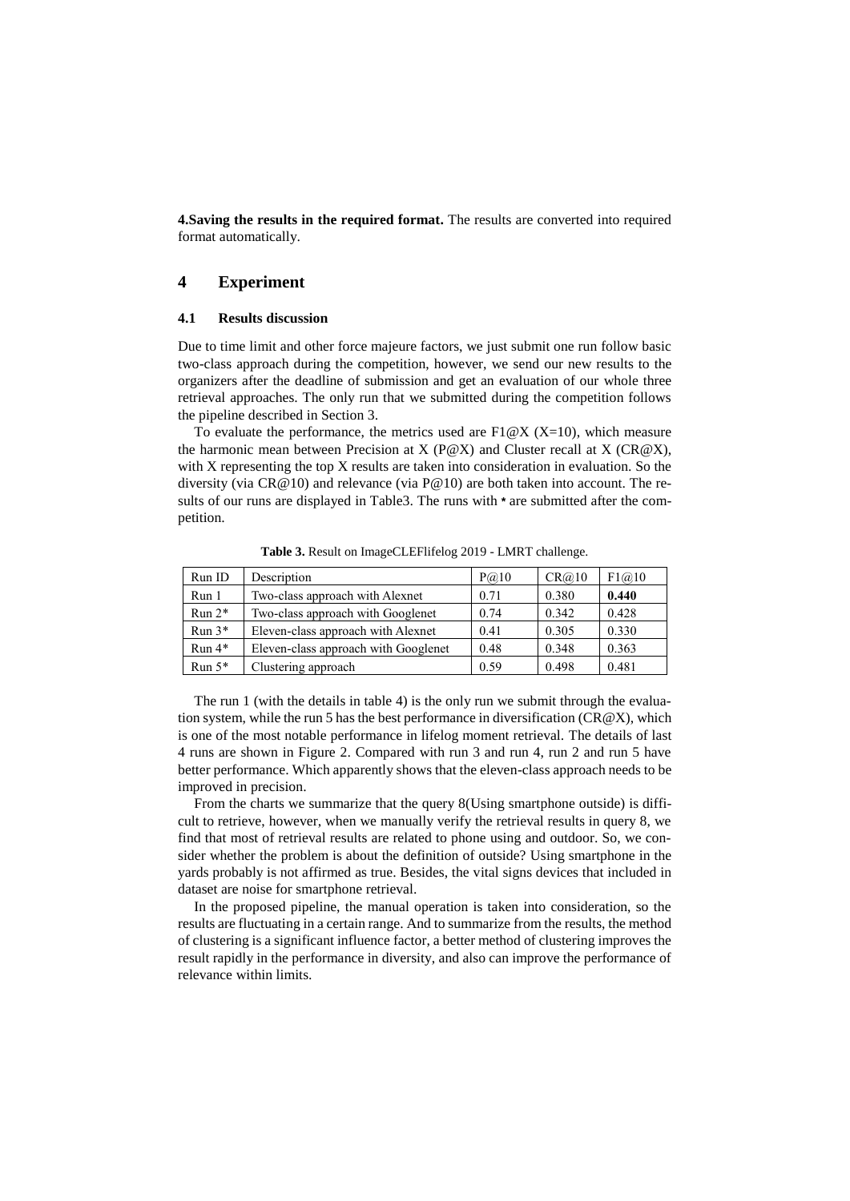**4.Saving the results in the required format.** The results are converted into required format automatically.

# 4 Experiment

## 4.1 Results discussion

Due to time limit and other force majeure factors, we just submit one run follow basic two-class approach during the competition, however, we send our new results to the organizers after the deadline of submission and get an evaluation of our whole three retrieval approaches. The only run that we submitted during the competition follows the pipeline described in Section 3.

To evaluate the performance, the metrics used are F1@X (X=10), which measure the harmonic mean between Precision at X (P@X) and Cluster recall at X (CR@X), with X representing the top X results are taken into consideration in evaluation. So the diversity (via CR@10) and relevance (via P@10) are both taken into account. The results of our runs are displayed in Table3. The runs with * are submitted after the competition.

**Table 3.** Result on ImageCLEFlifelog 2019 - LMRT challenge.

| Run ID | Description | P@10 | CR@10 | F1@10 |
|---|---|---|---|---|
| Run 1 | Two-class approach with Alexnet | 0.71 | 0.380 | **0.440** |
| Run 2* | Two-class approach with Googlenet | 0.74 | 0.342 | 0.428 |
| Run 3* | Eleven-class approach with Alexnet | 0.41 | 0.305 | 0.330 |
| Run 4* | Eleven-class approach with Googlenet | 0.48 | 0.348 | 0.363 |
| Run 5* | Clustering approach | 0.59 | 0.498 | 0.481 |

The run 1 (with the details in table 4) is the only run we submit through the evaluation system, while the run 5 has the best performance in diversification (CR@X), which is one of the most notable performance in lifelog moment retrieval. The details of last 4 runs are shown in Figure 2. Compared with run 3 and run 4, run 2 and run 5 have better performance. Which apparently shows that the eleven-class approach needs to be improved in precision.

From the charts we summarize that the query 8(Using smartphone outside) is difficult to retrieve, however, when we manually verify the retrieval results in query 8, we find that most of retrieval results are related to phone using and outdoor. So, we consider whether the problem is about the definition of outside? Using smartphone in the yards probably is not affirmed as true. Besides, the vital signs devices that included in dataset are noise for smartphone retrieval.

In the proposed pipeline, the manual operation is taken into consideration, so the results are fluctuating in a certain range. And to summarize from the results, the method of clustering is a significant influence factor, a better method of clustering improves the result rapidly in the performance in diversity, and also can improve the performance of relevance within limits.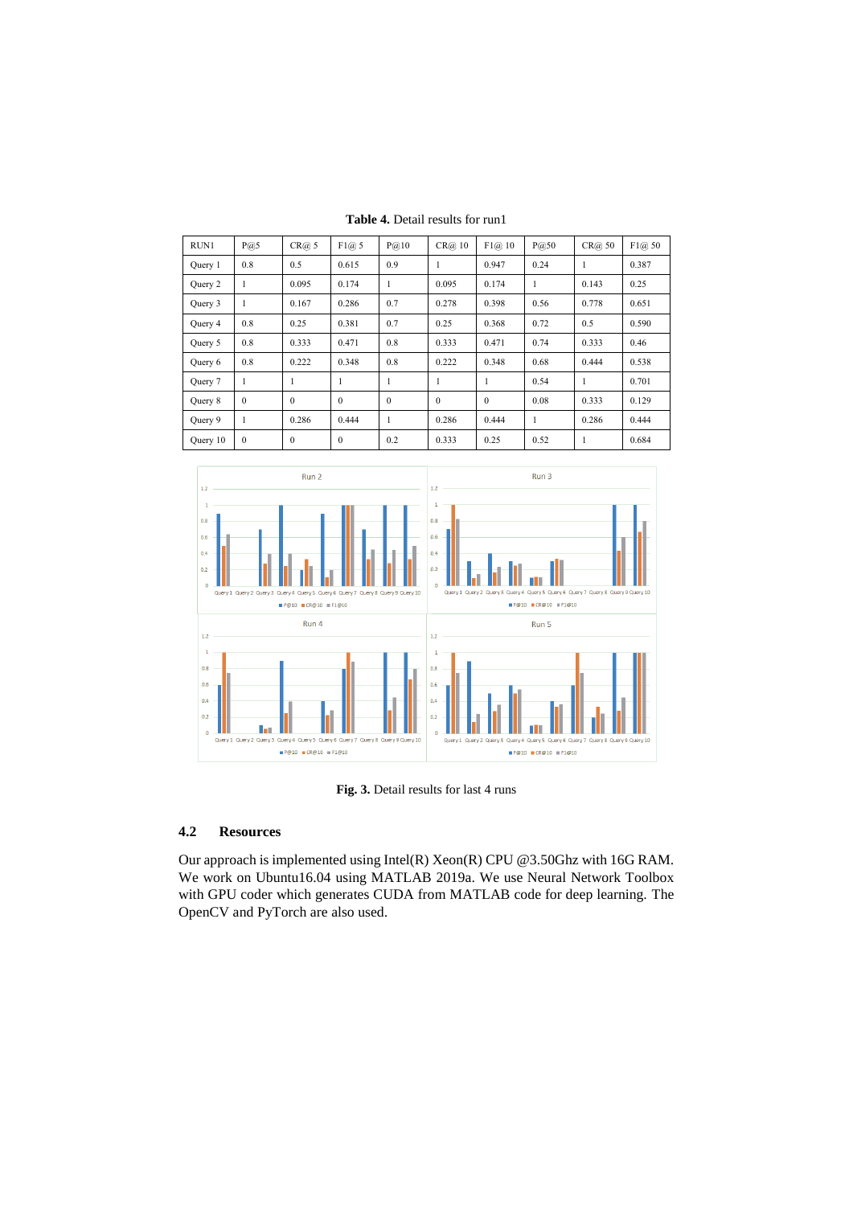**Table 4.** Detail results for run1

| RUN1 | P@5 | CR@ 5 | F1@ 5 | P@10 | CR@ 10 | F1@ 10 | P@50 | CR@ 50 | F1@ 50 |
|---|---|---|---|---|---|---|---|---|---|
| Query 1 | 0.8 | 0.5 | 0.615 | 0.9 | 1 | 0.947 | 0.24 | 1 | 0.387 |
| Query 2 | 1 | 0.095 | 0.174 | 1 | 0.095 | 0.174 | 1 | 0.143 | 0.25 |
| Query 3 | 1 | 0.167 | 0.286 | 0.7 | 0.278 | 0.398 | 0.56 | 0.778 | 0.651 |
| Query 4 | 0.8 | 0.25 | 0.381 | 0.7 | 0.25 | 0.368 | 0.72 | 0.5 | 0.590 |
| Query 5 | 0.8 | 0.333 | 0.471 | 0.8 | 0.333 | 0.471 | 0.74 | 0.333 | 0.46 |
| Query 6 | 0.8 | 0.222 | 0.348 | 0.8 | 0.222 | 0.348 | 0.68 | 0.444 | 0.538 |
| Query 7 | 1 | 1 | 1 | 1 | 1 | 1 | 0.54 | 1 | 0.701 |
| Query 8 | 0 | 0 | 0 | 0 | 0 | 0 | 0.08 | 0.333 | 0.129 |
| Query 9 | 1 | 0.286 | 0.444 | 1 | 0.286 | 0.444 | 1 | 0.286 | 0.444 |
| Query 10 | 0 | 0 | 0 | 0.2 | 0.333 | 0.25 | 0.52 | 1 | 0.684 |

**Fig. 3.** Detail results for last 4 runs

### 4.2 Resources

Our approach is implemented using Intel(R) Xeon(R) CPU @3.50Ghz with 16G RAM. We work on Ubuntu16.04 using MATLAB 2019a. We use Neural Network Toolbox with GPU coder which generates CUDA from MATLAB code for deep learning. The OpenCV and PyTorch are also used.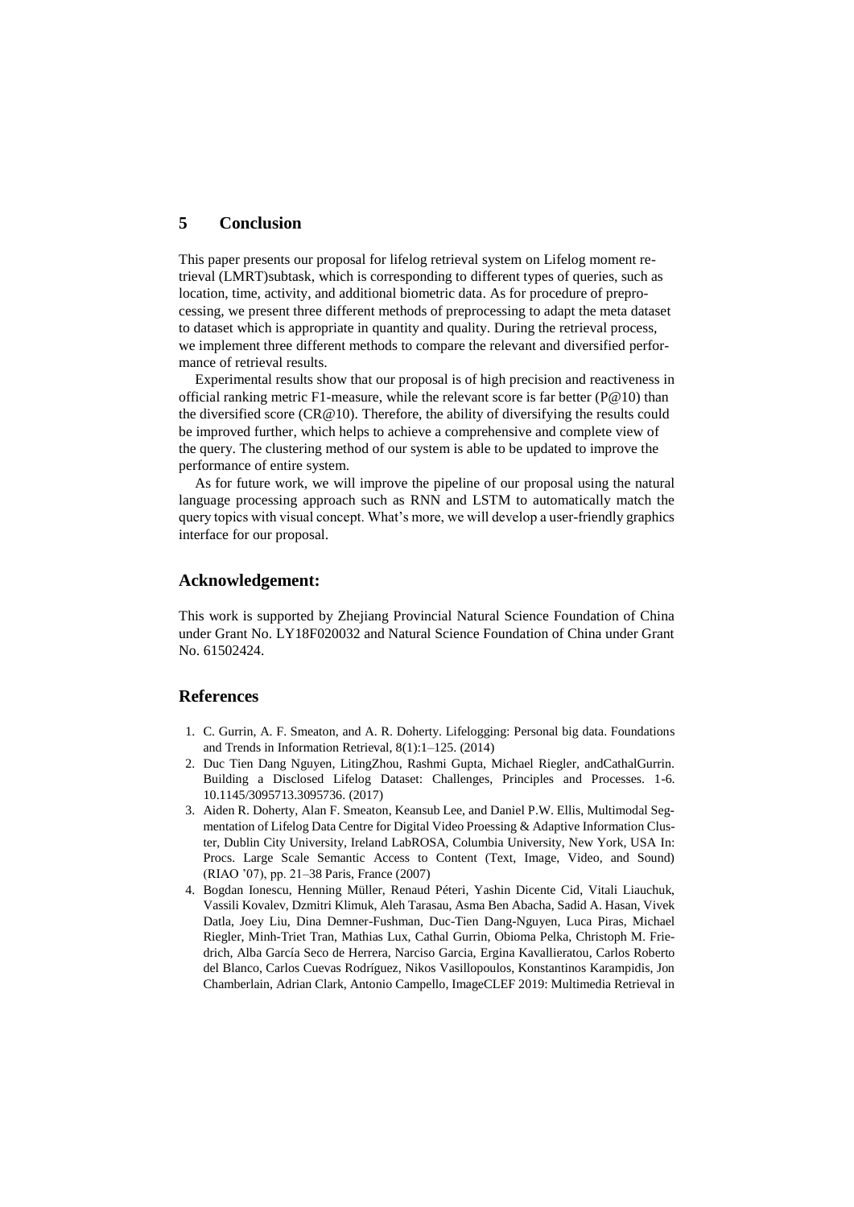## 5 Conclusion

This paper presents our proposal for lifelog retrieval system on Lifelog moment retrieval (LMRT)subtask, which is corresponding to different types of queries, such as location, time, activity, and additional biometric data. As for procedure of preprocessing, we present three different methods of preprocessing to adapt the meta dataset to dataset which is appropriate in quantity and quality. During the retrieval process, we implement three different methods to compare the relevant and diversified performance of retrieval results.

Experimental results show that our proposal is of high precision and reactiveness in official ranking metric F1-measure, while the relevant score is far better (P@10) than the diversified score (CR@10). Therefore, the ability of diversifying the results could be improved further, which helps to achieve a comprehensive and complete view of the query. The clustering method of our system is able to be updated to improve the performance of entire system.

As for future work, we will improve the pipeline of our proposal using the natural language processing approach such as RNN and LSTM to automatically match the query topics with visual concept. What's more, we will develop a user-friendly graphics interface for our proposal.

## Acknowledgement:

This work is supported by Zhejiang Provincial Natural Science Foundation of China under Grant No. LY18F020032 and Natural Science Foundation of China under Grant No. 61502424.

## References

1. C. Gurrin, A. F. Smeaton, and A. R. Doherty. Lifelogging: Personal big data. Foundations and Trends in Information Retrieval, 8(1):1–125. (2014)
2. Duc Tien Dang Nguyen, LitingZhou, Rashmi Gupta, Michael Riegler, andCathalGurrin. Building a Disclosed Lifelog Dataset: Challenges, Principles and Processes. 1-6. 10.1145/3095713.3095736. (2017)
3. Aiden R. Doherty, Alan F. Smeaton, Keansub Lee, and Daniel P.W. Ellis, Multimodal Segmentation of Lifelog Data Centre for Digital Video Proessing & Adaptive Information Cluster, Dublin City University, Ireland LabROSA, Columbia University, New York, USA In: Procs. Large Scale Semantic Access to Content (Text, Image, Video, and Sound) (RIAO '07), pp. 21–38 Paris, France (2007)
4. Bogdan Ionescu, Henning Müller, Renaud Péteri, Yashin Dicente Cid, Vitali Liauchuk, Vassili Kovalev, Dzmitri Klimuk, Aleh Tarasau, Asma Ben Abacha, Sadid A. Hasan, Vivek Datla, Joey Liu, Dina Demner-Fushman, Duc-Tien Dang-Nguyen, Luca Piras, Michael Riegler, Minh-Triet Tran, Mathias Lux, Cathal Gurrin, Obioma Pelka, Christoph M. Friedrich, Alba García Seco de Herrera, Narciso Garcia, Ergina Kavallieratou, Carlos Roberto del Blanco, Carlos Cuevas Rodríguez, Nikos Vasillopoulos, Konstantinos Karampidis, Jon Chamberlain, Adrian Clark, Antonio Campello, ImageCLEF 2019: Multimedia Retrieval in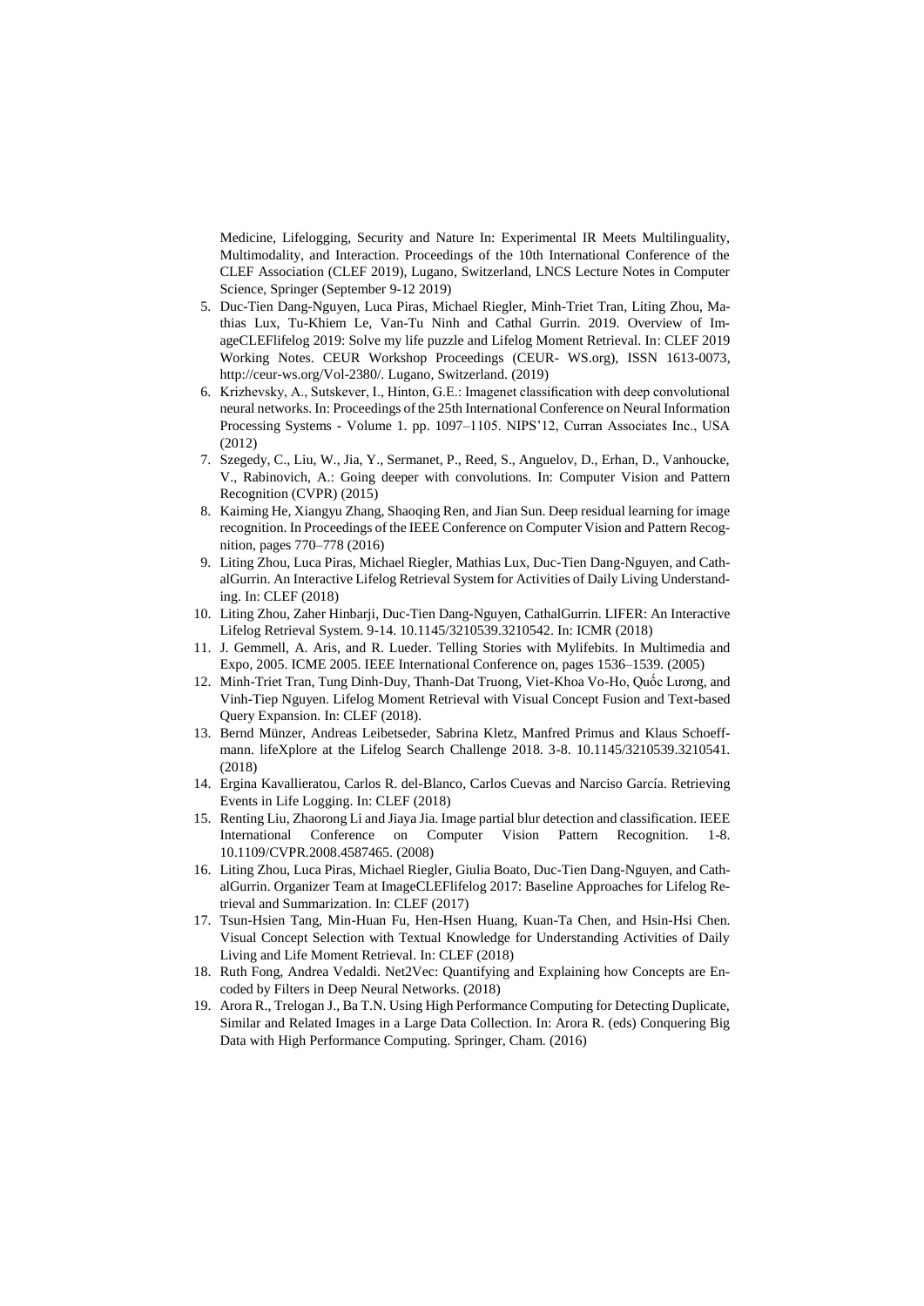Medicine, Lifelogging, Security and Nature In: Experimental IR Meets Multilinguality, Multimodality, and Interaction. Proceedings of the 10th International Conference of the CLEF Association (CLEF 2019), Lugano, Switzerland, LNCS Lecture Notes in Computer Science, Springer (September 9-12 2019)

5. Duc-Tien Dang-Nguyen, Luca Piras, Michael Riegler, Minh-Triet Tran, Liting Zhou, Mathias Lux, Tu-Khiem Le, Van-Tu Ninh and Cathal Gurrin. 2019. Overview of ImageCLEFlifelog 2019: Solve my life puzzle and Lifelog Moment Retrieval. In: CLEF 2019 Working Notes. CEUR Workshop Proceedings (CEUR- WS.org), ISSN 1613-0073, http://ceur-ws.org/Vol-2380/. Lugano, Switzerland. (2019)
6. Krizhevsky, A., Sutskever, I., Hinton, G.E.: Imagenet classification with deep convolutional neural networks. In: Proceedings of the 25th International Conference on Neural Information Processing Systems - Volume 1. pp. 1097–1105. NIPS'12, Curran Associates Inc., USA (2012)
7. Szegedy, C., Liu, W., Jia, Y., Sermanet, P., Reed, S., Anguelov, D., Erhan, D., Vanhoucke, V., Rabinovich, A.: Going deeper with convolutions. In: Computer Vision and Pattern Recognition (CVPR) (2015)
8. Kaiming He, Xiangyu Zhang, Shaoqing Ren, and Jian Sun. Deep residual learning for image recognition. In Proceedings of the IEEE Conference on Computer Vision and Pattern Recognition, pages 770–778 (2016)
9. Liting Zhou, Luca Piras, Michael Riegler, Mathias Lux, Duc-Tien Dang-Nguyen, and CathalGurrin. An Interactive Lifelog Retrieval System for Activities of Daily Living Understanding. In: CLEF (2018)
10. Liting Zhou, Zaher Hinbarji, Duc-Tien Dang-Nguyen, CathalGurrin. LIFER: An Interactive Lifelog Retrieval System. 9-14. 10.1145/3210539.3210542. In: ICMR (2018)
11. J. Gemmell, A. Aris, and R. Lueder. Telling Stories with Mylifebits. In Multimedia and Expo, 2005. ICME 2005. IEEE International Conference on, pages 1536–1539. (2005)
12. Minh-Triet Tran, Tung Dinh-Duy, Thanh-Dat Truong, Viet-Khoa Vo-Ho, Quốc Lương, and Vinh-Tiep Nguyen. Lifelog Moment Retrieval with Visual Concept Fusion and Text-based Query Expansion. In: CLEF (2018).
13. Bernd Münzer, Andreas Leibetseder, Sabrina Kletz, Manfred Primus and Klaus Schoeffmann. lifeXplore at the Lifelog Search Challenge 2018. 3-8. 10.1145/3210539.3210541. (2018)
14. Ergina Kavallieratou, Carlos R. del-Blanco, Carlos Cuevas and Narciso García. Retrieving Events in Life Logging. In: CLEF (2018)
15. Renting Liu, Zhaorong Li and Jiaya Jia. Image partial blur detection and classification. IEEE International Conference on Computer Vision Pattern Recognition. 1-8. 10.1109/CVPR.2008.4587465. (2008)
16. Liting Zhou, Luca Piras, Michael Riegler, Giulia Boato, Duc-Tien Dang-Nguyen, and CathalGurrin. Organizer Team at ImageCLEFlifelog 2017: Baseline Approaches for Lifelog Retrieval and Summarization. In: CLEF (2017)
17. Tsun-Hsien Tang, Min-Huan Fu, Hen-Hsen Huang, Kuan-Ta Chen, and Hsin-Hsi Chen. Visual Concept Selection with Textual Knowledge for Understanding Activities of Daily Living and Life Moment Retrieval. In: CLEF (2018)
18. Ruth Fong, Andrea Vedaldi. Net2Vec: Quantifying and Explaining how Concepts are Encoded by Filters in Deep Neural Networks. (2018)
19. Arora R., Trelogan J., Ba T.N. Using High Performance Computing for Detecting Duplicate, Similar and Related Images in a Large Data Collection. In: Arora R. (eds) Conquering Big Data with High Performance Computing. Springer, Cham. (2016)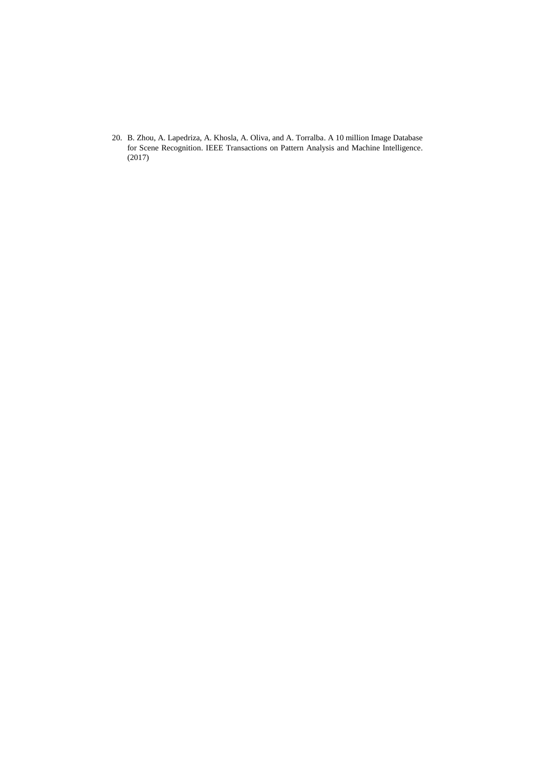20. B. Zhou, A. Lapedriza, A. Khosla, A. Oliva, and A. Torralba. A 10 million Image Database for Scene Recognition. IEEE Transactions on Pattern Analysis and Machine Intelligence. (2017)